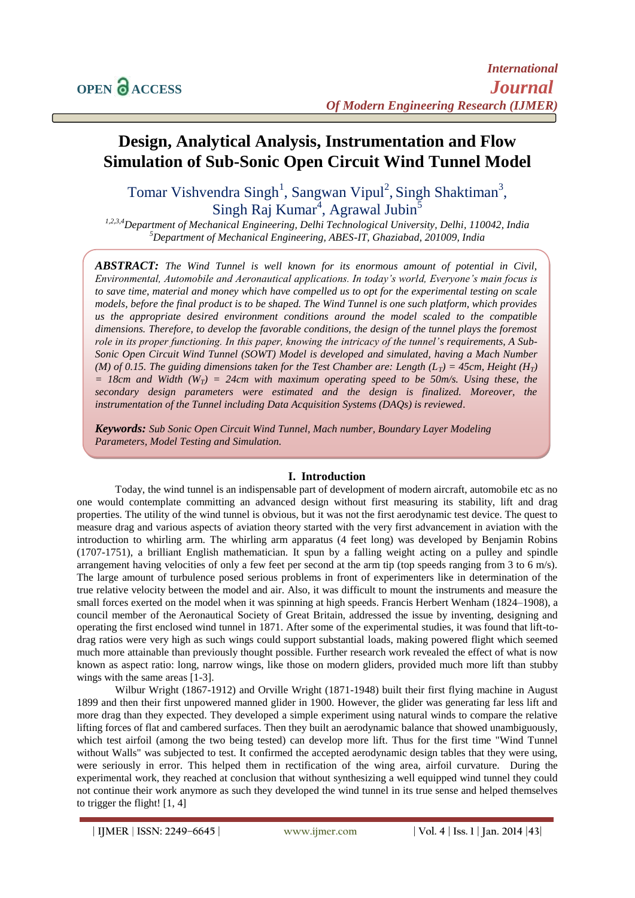# Design, Analytical Analysis, Instrumentation and Flow Simulation of Sub-Sonic Open Circuit Wind Tunnel Model

Tomar Vishvendra Singh[1], Sangwan Vipul[2], Singh Shaktiman[3], Singh Raj Kumar[4], Agrawal Jubin[5]

[1,2,3,4]Department of Mechanical Engineering, Delhi Technological University, Delhi, 110042, India
[5]Department of Mechanical Engineering, ABES-IT, Ghaziabad, 201009, India

***ABSTRACT:*** *The Wind Tunnel is well known for its enormous amount of potential in Civil, Environmental, Automobile and Aeronautical applications. In today's world, Everyone's main focus is to save time, material and money which have compelled us to opt for the experimental testing on scale models, before the final product is to be shaped. The Wind Tunnel is one such platform, which provides us the appropriate desired environment conditions around the model scaled to the compatible dimensions. Therefore, to develop the favorable conditions, the design of the tunnel plays the foremost role in its proper functioning. In this paper, knowing the intricacy of the tunnel's requirements, A Sub-Sonic Open Circuit Wind Tunnel (SOWT) Model is developed and simulated, having a Mach Number (M) of 0.15. The guiding dimensions taken for the Test Chamber are: Length ($L_T$) = 45cm, Height ($H_T$) = 18cm and Width ($W_T$) = 24cm with maximum operating speed to be 50m/s. Using these, the secondary design parameters were estimated and the design is finalized. Moreover, the instrumentation of the Tunnel including Data Acquisition Systems (DAQs) is reviewed.*

***Keywords:*** *Sub Sonic Open Circuit Wind Tunnel, Mach number, Boundary Layer Modeling Parameters, Model Testing and Simulation.*

## I. Introduction

Today, the wind tunnel is an indispensable part of development of modern aircraft, automobile etc as no one would contemplate committing an advanced design without first measuring its stability, lift and drag properties. The utility of the wind tunnel is obvious, but it was not the first aerodynamic test device. The quest to measure drag and various aspects of aviation theory started with the very first advancement in aviation with the introduction to whirling arm. The whirling arm apparatus (4 feet long) was developed by Benjamin Robins (1707-1751), a brilliant English mathematician. It spun by a falling weight acting on a pulley and spindle arrangement having velocities of only a few feet per second at the arm tip (top speeds ranging from 3 to 6 m/s). The large amount of turbulence posed serious problems in front of experimenters like in determination of the true relative velocity between the model and air. Also, it was difficult to mount the instruments and measure the small forces exerted on the model when it was spinning at high speeds. Francis Herbert Wenham (1824–1908), a council member of the Aeronautical Society of Great Britain, addressed the issue by inventing, designing and operating the first enclosed wind tunnel in 1871. After some of the experimental studies, it was found that lift-to-drag ratios were very high as such wings could support substantial loads, making powered flight which seemed much more attainable than previously thought possible. Further research work revealed the effect of what is now known as aspect ratio: long, narrow wings, like those on modern gliders, provided much more lift than stubby wings with the same areas [1-3].

Wilbur Wright (1867-1912) and Orville Wright (1871-1948) built their first flying machine in August 1899 and then their first unpowered manned glider in 1900. However, the glider was generating far less lift and more drag than they expected. They developed a simple experiment using natural winds to compare the relative lifting forces of flat and cambered surfaces. Then they built an aerodynamic balance that showed unambiguously, which test airfoil (among the two being tested) can develop more lift. Thus for the first time "Wind Tunnel without Walls" was subjected to test. It confirmed the accepted aerodynamic design tables that they were using, were seriously in error. This helped them in rectification of the wing area, airfoil curvature. During the experimental work, they reached at conclusion that without synthesizing a well equipped wind tunnel they could not continue their work anymore as such they developed the wind tunnel in its true sense and helped themselves to trigger the flight! [1, 4]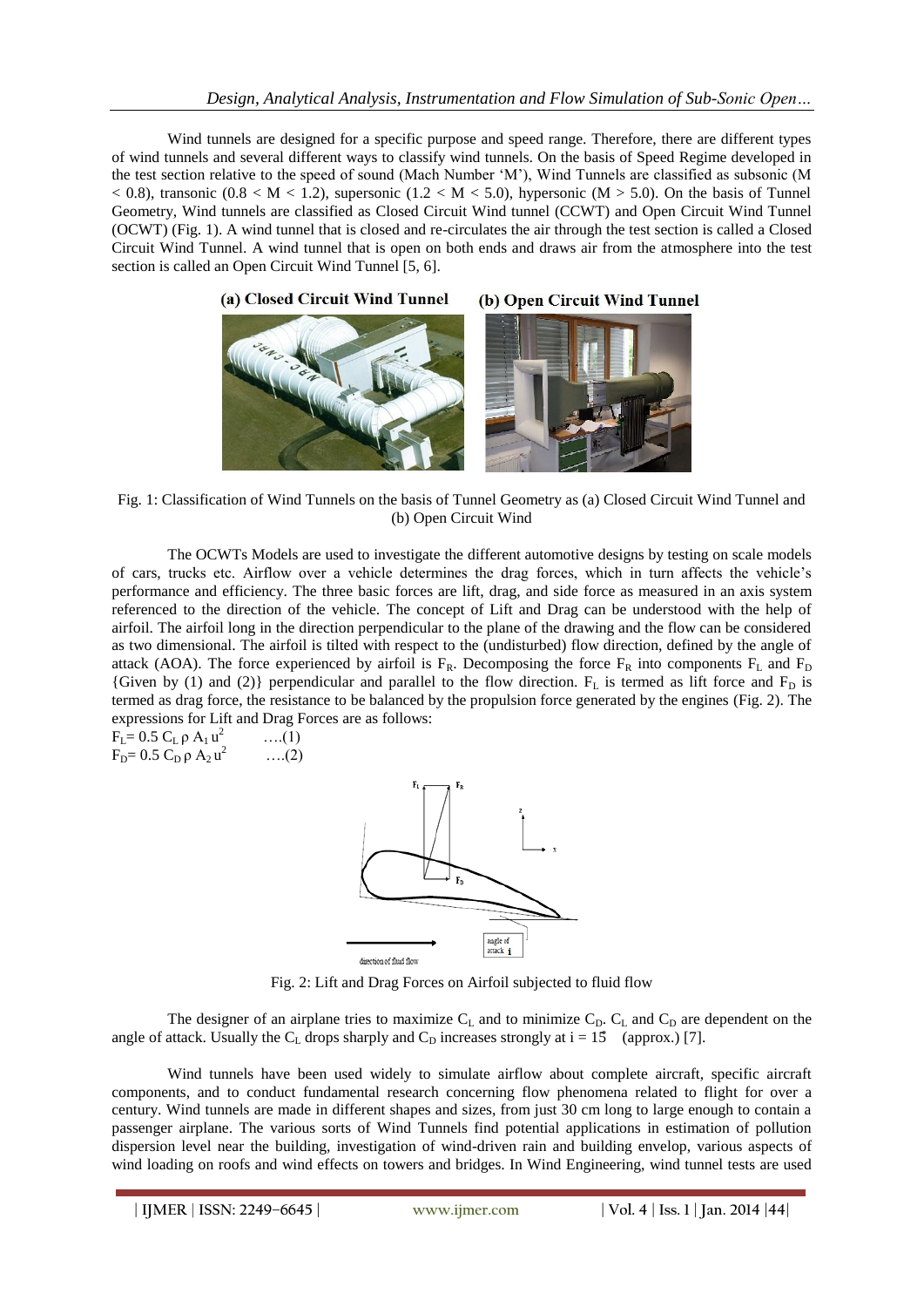Wind tunnels are designed for a specific purpose and speed range. Therefore, there are different types of wind tunnels and several different ways to classify wind tunnels. On the basis of Speed Regime developed in the test section relative to the speed of sound (Mach Number 'M'), Wind Tunnels are classified as subsonic ($M < 0.8$), transonic ($0.8 < M < 1.2$), supersonic ($1.2 < M < 5.0$), hypersonic ($M > 5.0$). On the basis of Tunnel Geometry, Wind tunnels are classified as Closed Circuit Wind tunnel (CCWT) and Open Circuit Wind Tunnel (OCWT) (Fig. 1). A wind tunnel that is closed and re-circulates the air through the test section is called a Closed Circuit Wind Tunnel. A wind tunnel that is open on both ends and draws air from the atmosphere into the test section is called an Open Circuit Wind Tunnel [5, 6].

**(a) Closed Circuit Wind Tunnel** **(b) Open Circuit Wind Tunnel**

Fig. 1: Classification of Wind Tunnels on the basis of Tunnel Geometry as (a) Closed Circuit Wind Tunnel and (b) Open Circuit Wind

The OCWTs Models are used to investigate the different automotive designs by testing on scale models of cars, trucks etc. Airflow over a vehicle determines the drag forces, which in turn affects the vehicle's performance and efficiency. The three basic forces are lift, drag, and side force as measured in an axis system referenced to the direction of the vehicle. The concept of Lift and Drag can be understood with the help of airfoil. The airfoil long in the direction perpendicular to the plane of the drawing and the flow can be considered as two dimensional. The airfoil is tilted with respect to the (undisturbed) flow direction, defined by the angle of attack (AOA). The force experienced by airfoil is $F_R$. Decomposing the force $F_R$ into components $F_L$ and $F_D$ {Given by (1) and (2)} perpendicular and parallel to the flow direction. $F_L$ is termed as lift force and $F_D$ is termed as drag force, the resistance to be balanced by the propulsion force generated by the engines (Fig. 2). The expressions for Lift and Drag Forces are as follows:

$$F_L = 0.5\, C_L\, \rho\, A_1\, u^2 \quad \text{....(1)}$$

$$F_D = 0.5\, C_D\, \rho\, A_2\, u^2 \quad \text{....(2)}$$

$F_L$

$F_R$

$F_D$

z

x

angle of attack i

direction of fluid flow

Fig. 2: Lift and Drag Forces on Airfoil subjected to fluid flow

The designer of an airplane tries to maximize $C_L$ and to minimize $C_D$. $C_L$ and $C_D$ are dependent on the angle of attack. Usually the $C_L$ drops sharply and $C_D$ increases strongly at $i = 15^{\circ}$ (approx.) [7].

Wind tunnels have been used widely to simulate airflow about complete aircraft, specific aircraft components, and to conduct fundamental research concerning flow phenomena related to flight for over a century. Wind tunnels are made in different shapes and sizes, from just 30 cm long to large enough to contain a passenger airplane. The various sorts of Wind Tunnels find potential applications in estimation of pollution dispersion level near the building, investigation of wind-driven rain and building envelop, various aspects of wind loading on roofs and wind effects on towers and bridges. In Wind Engineering, wind tunnel tests are used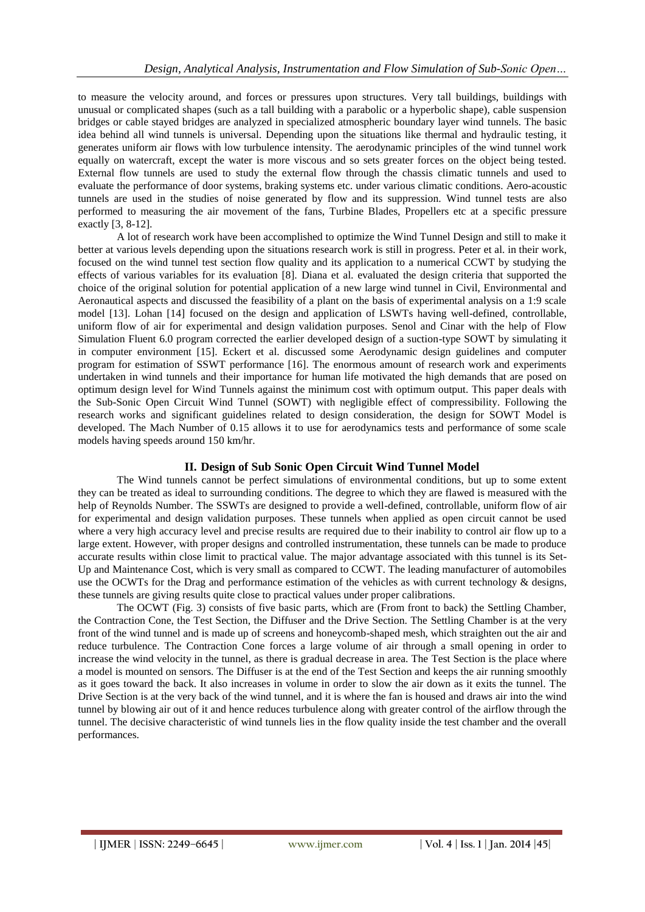to measure the velocity around, and forces or pressures upon structures. Very tall buildings, buildings with unusual or complicated shapes (such as a tall building with a parabolic or a hyperbolic shape), cable suspension bridges or cable stayed bridges are analyzed in specialized atmospheric boundary layer wind tunnels. The basic idea behind all wind tunnels is universal. Depending upon the situations like thermal and hydraulic testing, it generates uniform air flows with low turbulence intensity. The aerodynamic principles of the wind tunnel work equally on watercraft, except the water is more viscous and so sets greater forces on the object being tested. External flow tunnels are used to study the external flow through the chassis climatic tunnels and used to evaluate the performance of door systems, braking systems etc. under various climatic conditions. Aero-acoustic tunnels are used in the studies of noise generated by flow and its suppression. Wind tunnel tests are also performed to measuring the air movement of the fans, Turbine Blades, Propellers etc at a specific pressure exactly [3, 8-12].

A lot of research work have been accomplished to optimize the Wind Tunnel Design and still to make it better at various levels depending upon the situations research work is still in progress. Peter et al. in their work, focused on the wind tunnel test section flow quality and its application to a numerical CCWT by studying the effects of various variables for its evaluation [8]. Diana et al. evaluated the design criteria that supported the choice of the original solution for potential application of a new large wind tunnel in Civil, Environmental and Aeronautical aspects and discussed the feasibility of a plant on the basis of experimental analysis on a 1:9 scale model [13]. Lohan [14] focused on the design and application of LSWTs having well-defined, controllable, uniform flow of air for experimental and design validation purposes. Senol and Cinar with the help of Flow Simulation Fluent 6.0 program corrected the earlier developed design of a suction-type SOWT by simulating it in computer environment [15]. Eckert et al. discussed some Aerodynamic design guidelines and computer program for estimation of SSWT performance [16]. The enormous amount of research work and experiments undertaken in wind tunnels and their importance for human life motivated the high demands that are posed on optimum design level for Wind Tunnels against the minimum cost with optimum output. This paper deals with the Sub-Sonic Open Circuit Wind Tunnel (SOWT) with negligible effect of compressibility. Following the research works and significant guidelines related to design consideration, the design for SOWT Model is developed. The Mach Number of 0.15 allows it to use for aerodynamics tests and performance of some scale models having speeds around 150 km/hr.

## II. Design of Sub Sonic Open Circuit Wind Tunnel Model

The Wind tunnels cannot be perfect simulations of environmental conditions, but up to some extent they can be treated as ideal to surrounding conditions. The degree to which they are flawed is measured with the help of Reynolds Number. The SSWTs are designed to provide a well-defined, controllable, uniform flow of air for experimental and design validation purposes. These tunnels when applied as open circuit cannot be used where a very high accuracy level and precise results are required due to their inability to control air flow up to a large extent. However, with proper designs and controlled instrumentation, these tunnels can be made to produce accurate results within close limit to practical value. The major advantage associated with this tunnel is its Set-Up and Maintenance Cost, which is very small as compared to CCWT. The leading manufacturer of automobiles use the OCWTs for the Drag and performance estimation of the vehicles as with current technology & designs, these tunnels are giving results quite close to practical values under proper calibrations.

The OCWT (Fig. 3) consists of five basic parts, which are (From front to back) the Settling Chamber, the Contraction Cone, the Test Section, the Diffuser and the Drive Section. The Settling Chamber is at the very front of the wind tunnel and is made up of screens and honeycomb-shaped mesh, which straighten out the air and reduce turbulence. The Contraction Cone forces a large volume of air through a small opening in order to increase the wind velocity in the tunnel, as there is gradual decrease in area. The Test Section is the place where a model is mounted on sensors. The Diffuser is at the end of the Test Section and keeps the air running smoothly as it goes toward the back. It also increases in volume in order to slow the air down as it exits the tunnel. The Drive Section is at the very back of the wind tunnel, and it is where the fan is housed and draws air into the wind tunnel by blowing air out of it and hence reduces turbulence along with greater control of the airflow through the tunnel. The decisive characteristic of wind tunnels lies in the flow quality inside the test chamber and the overall performances.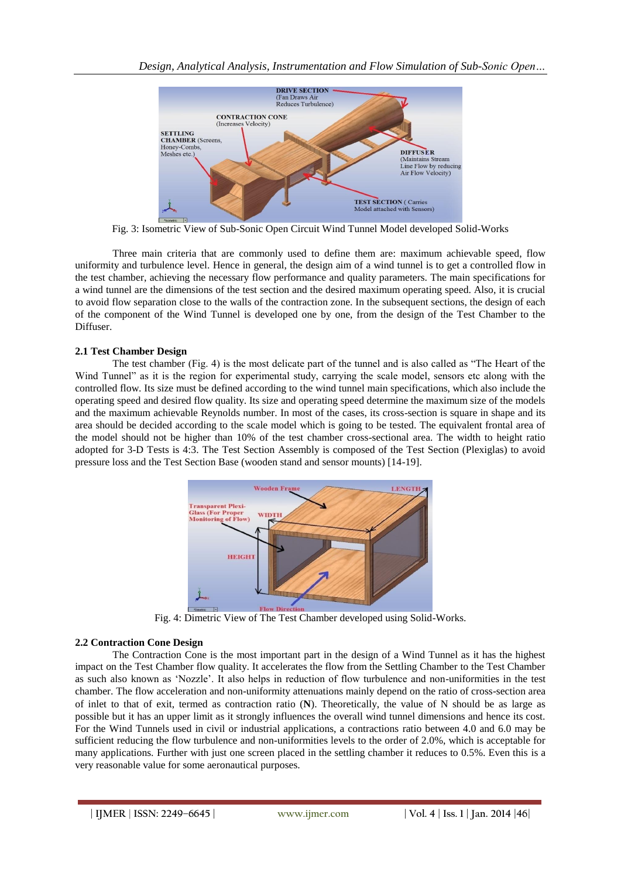DRIVE SECTION
(Fan Draws Air
Reduces Turbulence)

CONTRACTION CONE
(Increases Velocity)

SETTLING
CHAMBER (Screens,
Honey-Combs,
Meshes etc.)

DIFFUSER
(Maintains Stream
Line Flow by reducing
Air Flow Velocity)

TEST SECTION ( Carries
Model attached with Sensors)

Fig. 3: Isometric View of Sub-Sonic Open Circuit Wind Tunnel Model developed Solid-Works

Three main criteria that are commonly used to define them are: maximum achievable speed, flow uniformity and turbulence level. Hence in general, the design aim of a wind tunnel is to get a controlled flow in the test chamber, achieving the necessary flow performance and quality parameters. The main specifications for a wind tunnel are the dimensions of the test section and the desired maximum operating speed. Also, it is crucial to avoid flow separation close to the walls of the contraction zone. In the subsequent sections, the design of each of the component of the Wind Tunnel is developed one by one, from the design of the Test Chamber to the Diffuser.

### 2.1 Test Chamber Design

The test chamber (Fig. 4) is the most delicate part of the tunnel and is also called as "The Heart of the Wind Tunnel" as it is the region for experimental study, carrying the scale model, sensors etc along with the controlled flow. Its size must be defined according to the wind tunnel main specifications, which also include the operating speed and desired flow quality. Its size and operating speed determine the maximum size of the models and the maximum achievable Reynolds number. In most of the cases, its cross-section is square in shape and its area should be decided according to the scale model which is going to be tested. The equivalent frontal area of the model should not be higher than 10% of the test chamber cross-sectional area. The width to height ratio adopted for 3-D Tests is 4:3. The Test Section Assembly is composed of the Test Section (Plexiglas) to avoid pressure loss and the Test Section Base (wooden stand and sensor mounts) [14-19].

Wooden Frame

LENGTH

Transparent Plexi-Glass (For Proper Monitoring of Flow)

WIDTH

HEIGHT

Flow Direction

Fig. 4: Dimetric View of The Test Chamber developed using Solid-Works.

### 2.2 Contraction Cone Design

The Contraction Cone is the most important part in the design of a Wind Tunnel as it has the highest impact on the Test Chamber flow quality. It accelerates the flow from the Settling Chamber to the Test Chamber as such also known as 'Nozzle'. It also helps in reduction of flow turbulence and non-uniformities in the test chamber. The flow acceleration and non-uniformity attenuations mainly depend on the ratio of cross-section area of inlet to that of exit, termed as contraction ratio (**N**). Theoretically, the value of N should be as large as possible but it has an upper limit as it strongly influences the overall wind tunnel dimensions and hence its cost. For the Wind Tunnels used in civil or industrial applications, a contractions ratio between 4.0 and 6.0 may be sufficient reducing the flow turbulence and non-uniformities levels to the order of 2.0%, which is acceptable for many applications. Further with just one screen placed in the settling chamber it reduces to 0.5%. Even this is a very reasonable value for some aeronautical purposes.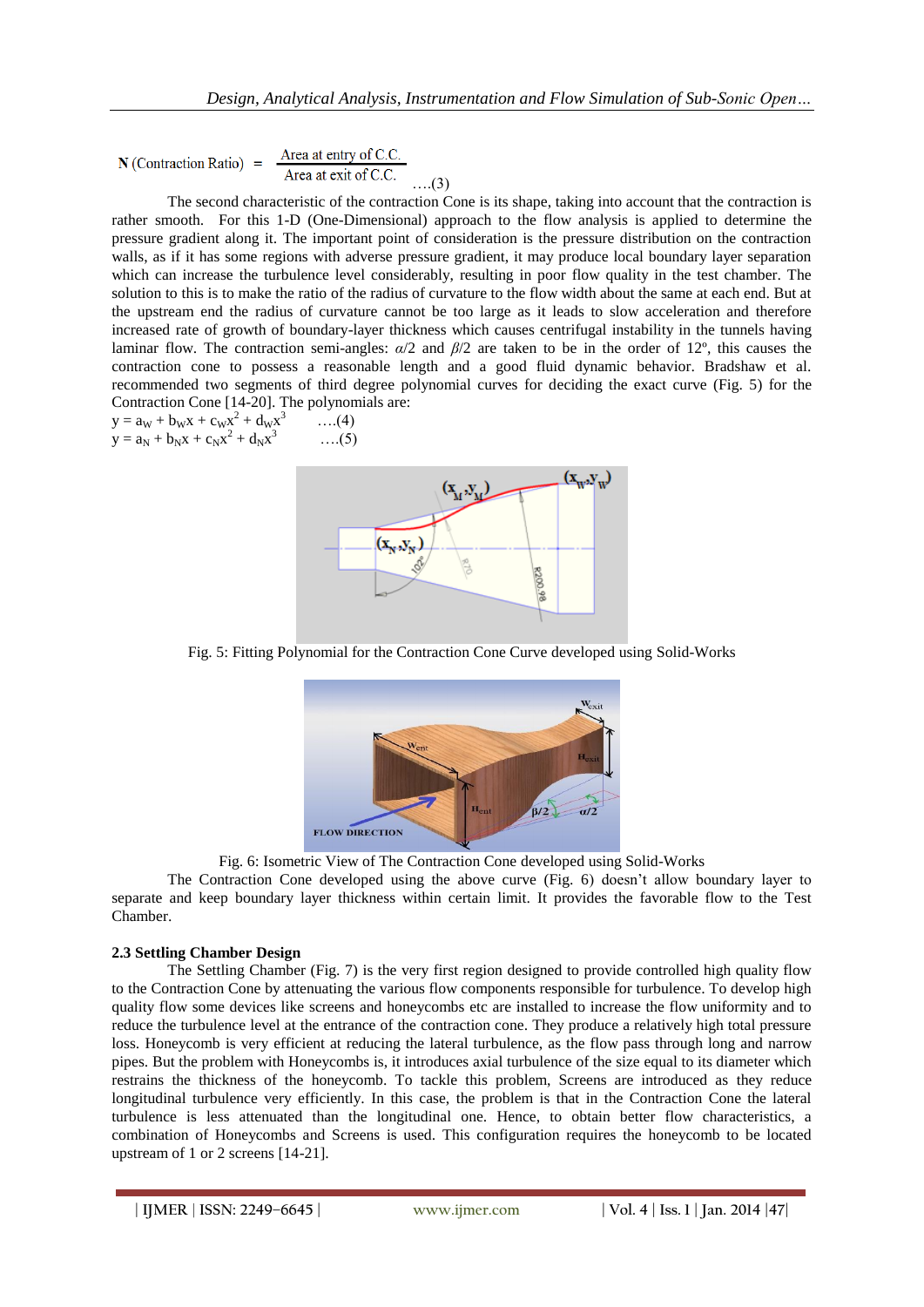$$\textbf{N} \text{ (Contraction Ratio)} = \frac{\text{Area at entry of C.C.}}{\text{Area at exit of C.C.}} \quad \text{....(3)}$$

The second characteristic of the contraction Cone is its shape, taking into account that the contraction is rather smooth. For this 1-D (One-Dimensional) approach to the flow analysis is applied to determine the pressure gradient along it. The important point of consideration is the pressure distribution on the contraction walls, as if it has some regions with adverse pressure gradient, it may produce local boundary layer separation which can increase the turbulence level considerably, resulting in poor flow quality in the test chamber. The solution to this is to make the ratio of the radius of curvature to the flow width about the same at each end. But at the upstream end the radius of curvature cannot be too large as it leads to slow acceleration and therefore increased rate of growth of boundary-layer thickness which causes centrifugal instability in the tunnels having laminar flow. The contraction semi-angles: $\alpha/2$ and $\beta/2$ are taken to be in the order of 12°, this causes the contraction cone to possess a reasonable length and a good fluid dynamic behavior. Bradshaw et al. recommended two segments of third degree polynomial curves for deciding the exact curve (Fig. 5) for the Contraction Cone [14-20]. The polynomials are:

$$y = a_W + b_W x + c_W x^2 + d_W x^3 \quad \text{....(4)}$$

$$y = a_N + b_N x + c_N x^2 + d_N x^3 \quad \text{....(5)}$$

Fig. 5: Fitting Polynomial for the Contraction Cone Curve developed using Solid-Works

Fig. 6: Isometric View of The Contraction Cone developed using Solid-Works

The Contraction Cone developed using the above curve (Fig. 6) doesn't allow boundary layer to separate and keep boundary layer thickness within certain limit. It provides the favorable flow to the Test Chamber.

### 2.3 Settling Chamber Design

The Settling Chamber (Fig. 7) is the very first region designed to provide controlled high quality flow to the Contraction Cone by attenuating the various flow components responsible for turbulence. To develop high quality flow some devices like screens and honeycombs etc are installed to increase the flow uniformity and to reduce the turbulence level at the entrance of the contraction cone. They produce a relatively high total pressure loss. Honeycomb is very efficient at reducing the lateral turbulence, as the flow pass through long and narrow pipes. But the problem with Honeycombs is, it introduces axial turbulence of the size equal to its diameter which restrains the thickness of the honeycomb. To tackle this problem, Screens are introduced as they reduce longitudinal turbulence very efficiently. In this case, the problem is that in the Contraction Cone the lateral turbulence is less attenuated than the longitudinal one. Hence, to obtain better flow characteristics, a combination of Honeycombs and Screens is used. This configuration requires the honeycomb to be located upstream of 1 or 2 screens [14-21].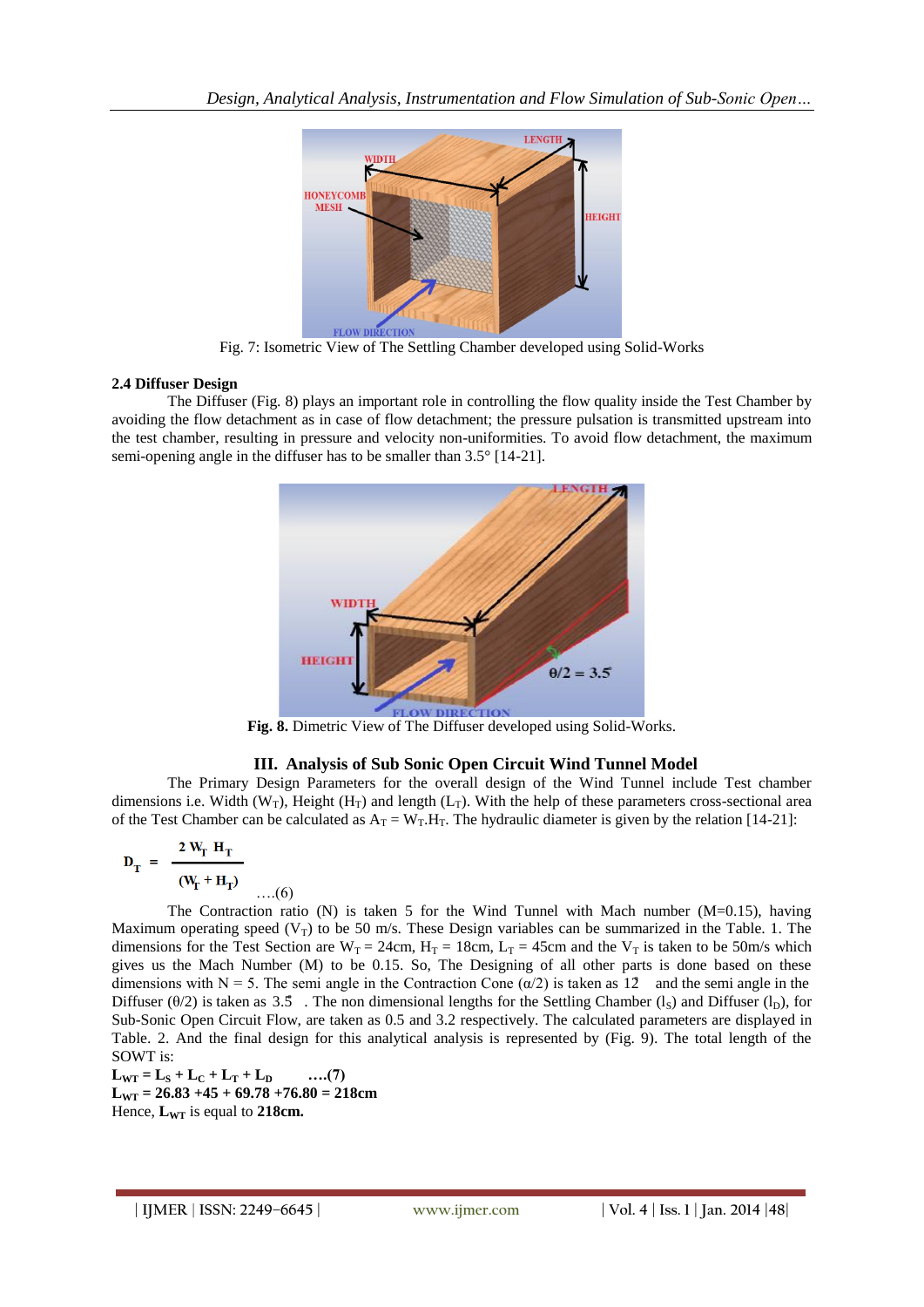Fig. 7: Isometric View of The Settling Chamber developed using Solid-Works

### 2.4 Diffuser Design

The Diffuser (Fig. 8) plays an important role in controlling the flow quality inside the Test Chamber by avoiding the flow detachment as in case of flow detachment; the pressure pulsation is transmitted upstream into the test chamber, resulting in pressure and velocity non-uniformities. To avoid flow detachment, the maximum semi-opening angle in the diffuser has to be smaller than 3.5° [14-21].

**Fig. 8.** Dimetric View of The Diffuser developed using Solid-Works.

## III. Analysis of Sub Sonic Open Circuit Wind Tunnel Model

The Primary Design Parameters for the overall design of the Wind Tunnel include Test chamber dimensions i.e. Width ($W_T$), Height ($H_T$) and length ($L_T$). With the help of these parameters cross-sectional area of the Test Chamber can be calculated as $A_T = W_T.H_T$. The hydraulic diameter is given by the relation [14-21]:

$$D_T = \frac{2\,W_T\,H_T}{(W_T + H_T)} \quad ....(6)$$

The Contraction ratio (N) is taken 5 for the Wind Tunnel with Mach number (M=0.15), having Maximum operating speed ($V_T$) to be 50 m/s. These Design variables can be summarized in the Table. 1. The dimensions for the Test Section are $W_T$ = 24cm, $H_T$ = 18cm, $L_T$ = 45cm and the $V_T$ is taken to be 50m/s which gives us the Mach Number (M) to be 0.15. So, The Designing of all other parts is done based on these dimensions with N = 5. The semi angle in the Contraction Cone ($\alpha/2$) is taken as 12° and the semi angle in the Diffuser ($\theta/2$) is taken as 3.5° . The non dimensional lengths for the Settling Chamber ($l_S$) and Diffuser ($l_D$), for Sub-Sonic Open Circuit Flow, are taken as 0.5 and 3.2 respectively. The calculated parameters are displayed in Table. 2. And the final design for this analytical analysis is represented by (Fig. 9). The total length of the SOWT is:

$$\mathbf{L_{WT} = L_S + L_C + L_T + L_D} \quad ....(7)$$

$$\mathbf{L_{WT} = 26.83 + 45 + 69.78 + 76.80 = 218cm}$$

Hence, $\mathbf{L_{WT}}$ is equal to **218cm.**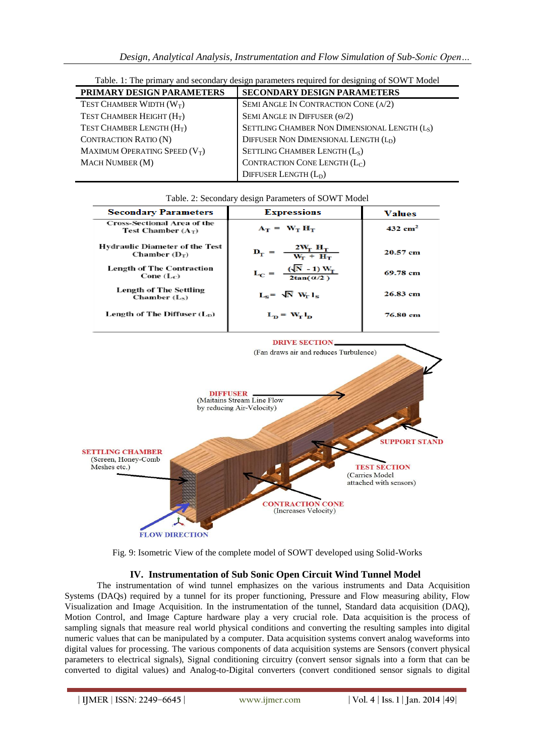Table. 1: The primary and secondary design parameters required for designing of SOWT Model

| PRIMARY DESIGN PARAMETERS | SECONDARY DESIGN PARAMETERS |
|---|---|
| Test Chamber Width ($W_T$) | Semi Angle In Contraction Cone ($\alpha/2$) |
| Test Chamber Height ($H_T$) | Semi Angle In Diffuser ($\theta/2$) |
| Test Chamber Length ($H_T$) | Settling Chamber Non Dimensional Length ($l_S$) |
| Contraction Ratio (N) | Diffuser Non Dimensional Length ($l_D$) |
| Maximum Operating Speed ($V_T$) | Settling Chamber Length ($L_S$) |
| Mach Number (M) | Contraction Cone Length ($L_C$) |
| | Diffuser Length ($L_D$) |

Table. 2: Secondary design Parameters of SOWT Model

| Secondary Parameters | Expressions | Values |
|---|---|---|
| Cross-Sectional Area of the Test Chamber ($A_T$) | $A_T = W_T H_T$ | 432 cm$^2$ |
| Hydraulic Diameter of the Test Chamber ($D_T$) | $D_T = \frac{2W_T H_T}{W_T + H_T}$ | 20.57 cm |
| Length of The Contraction Cone ($L_C$) | $L_C = \frac{(\sqrt{N} - 1) W_T}{2\tan(\alpha/2)}$ | 69.78 cm |
| Length of The Settling Chamber ($L_S$) | $L_S = \sqrt{N}\, W_T\, l_S$ | 26.83 cm |
| Length of The Diffuser ($L_D$) | $L_D = W_T\, l_D$ | 76.80 cm |

DRIVE SECTION
(Fan draws air and reduces Turbulence)
DIFFUSER
(Maitains Stream Line Flow by reducing Air-Velocity)
SETTLING CHAMBER
(Screen, Honey-Comb Meshes etc.)
SUPPORT STAND
TEST SECTION
(Carries Model attached with sensors)
CONTRACTION CONE
(Increases Velocity)
FLOW DIRECTION

Fig. 9: Isometric View of the complete model of SOWT developed using Solid-Works

## IV. Instrumentation of Sub Sonic Open Circuit Wind Tunnel Model

The instrumentation of wind tunnel emphasizes on the various instruments and Data Acquisition Systems (DAQs) required by a tunnel for its proper functioning, Pressure and Flow measuring ability, Flow Visualization and Image Acquisition. In the instrumentation of the tunnel, Standard data acquisition (DAQ), Motion Control, and Image Capture hardware play a very crucial role. Data acquisition is the process of sampling signals that measure real world physical conditions and converting the resulting samples into digital numeric values that can be manipulated by a computer. Data acquisition systems convert analog waveforms into digital values for processing. The various components of data acquisition systems are Sensors (convert physical parameters to electrical signals), Signal conditioning circuitry (convert sensor signals into a form that can be converted to digital values) and Analog-to-Digital converters (convert conditioned sensor signals to digital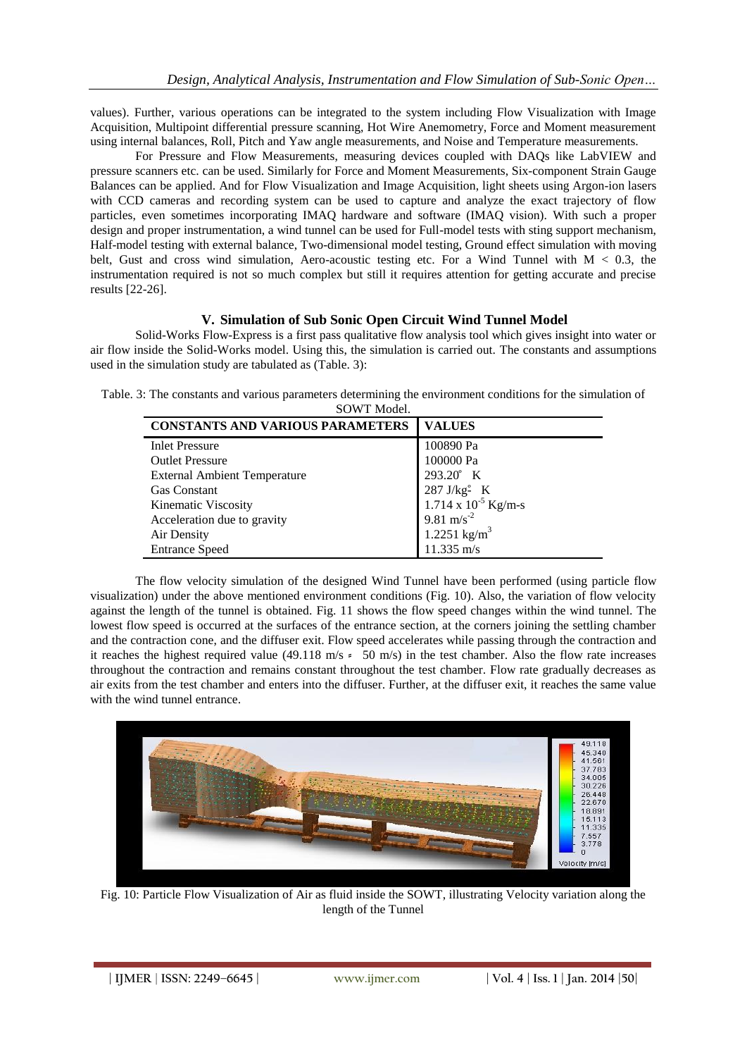values). Further, various operations can be integrated to the system including Flow Visualization with Image Acquisition, Multipoint differential pressure scanning, Hot Wire Anemometry, Force and Moment measurement using internal balances, Roll, Pitch and Yaw angle measurements, and Noise and Temperature measurements.

For Pressure and Flow Measurements, measuring devices coupled with DAQs like LabVIEW and pressure scanners etc. can be used. Similarly for Force and Moment Measurements, Six-component Strain Gauge Balances can be applied. And for Flow Visualization and Image Acquisition, light sheets using Argon-ion lasers with CCD cameras and recording system can be used to capture and analyze the exact trajectory of flow particles, even sometimes incorporating IMAQ hardware and software (IMAQ vision). With such a proper design and proper instrumentation, a wind tunnel can be used for Full-model tests with sting support mechanism, Half-model testing with external balance, Two-dimensional model testing, Ground effect simulation with moving belt, Gust and cross wind simulation, Aero-acoustic testing etc. For a Wind Tunnel with $M < 0.3$, the instrumentation required is not so much complex but still it requires attention for getting accurate and precise results [22-26].

## V. Simulation of Sub Sonic Open Circuit Wind Tunnel Model

Solid-Works Flow-Express is a first pass qualitative flow analysis tool which gives insight into water or air flow inside the Solid-Works model. Using this, the simulation is carried out. The constants and assumptions used in the simulation study are tabulated as (Table. 3):

Table. 3: The constants and various parameters determining the environment conditions for the simulation of SOWT Model.

| CONSTANTS AND VARIOUS PARAMETERS | VALUES |
|---|---|
| Inlet Pressure | 100890 Pa |
| Outlet Pressure | 100000 Pa |
| External Ambient Temperature | 293.20° K |
| Gas Constant | 287 J/kg° K |
| Kinematic Viscosity | $1.714 \times 10^{-5}$ Kg/m-s |
| Acceleration due to gravity | 9.81 $m/s^{-2}$ |
| Air Density | 1.2251 $kg/m^3$ |
| Entrance Speed | 11.335 m/s |

The flow velocity simulation of the designed Wind Tunnel have been performed (using particle flow visualization) under the above mentioned environment conditions (Fig. 10). Also, the variation of flow velocity against the length of the tunnel is obtained. Fig. 11 shows the flow speed changes within the wind tunnel. The lowest flow speed is occurred at the surfaces of the entrance section, at the corners joining the settling chamber and the contraction cone, and the diffuser exit. Flow speed accelerates while passing through the contraction and it reaches the highest required value (49.118 m/s ≈ 50 m/s) in the test chamber. Also the flow rate increases throughout the contraction and remains constant throughout the test chamber. Flow rate gradually decreases as air exits from the test chamber and enters into the diffuser. Further, at the diffuser exit, it reaches the same value with the wind tunnel entrance.

49.118
45.340
41.561
37.783
34.005
30.226
26.448
22.670
18.891
15.113
11.335
7.557
3.778
0
Velocity [m/s]

Fig. 10: Particle Flow Visualization of Air as fluid inside the SOWT, illustrating Velocity variation along the length of the Tunnel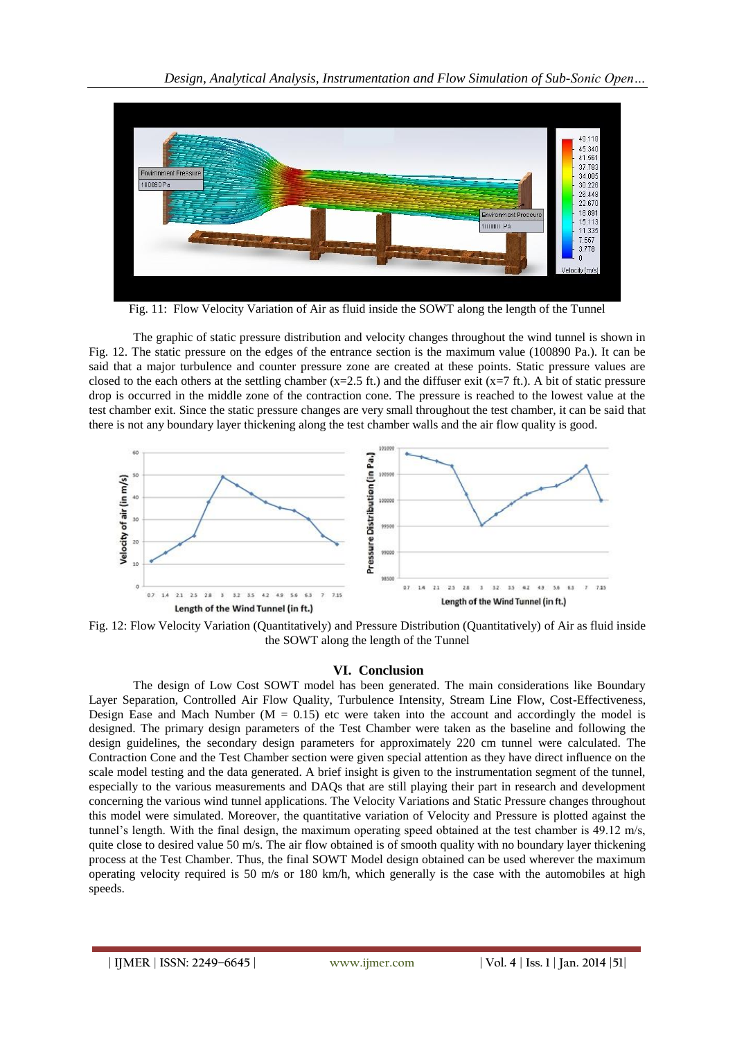Environment Pressure
100890 Pa

Environment Pressure
100890 Pa

49.118
45.340
41.561
37.783
34.005
30.226
26.448
22.670
18.891
15.113
11.335
7.557
3.778
0
Velocity [m/s]

Fig. 11: Flow Velocity Variation of Air as fluid inside the SOWT along the length of the Tunnel

The graphic of static pressure distribution and velocity changes throughout the wind tunnel is shown in Fig. 12. The static pressure on the edges of the entrance section is the maximum value (100890 Pa.). It can be said that a major turbulence and counter pressure zone are created at these points. Static pressure values are closed to the each others at the settling chamber (x=2.5 ft.) and the diffuser exit (x=7 ft.). A bit of static pressure drop is occurred in the middle zone of the contraction cone. The pressure is reached to the lowest value at the test chamber exit. Since the static pressure changes are very small throughout the test chamber, it can be said that there is not any boundary layer thickening along the test chamber walls and the air flow quality is good.

Velocity of air (in m/s)
60
50
40
30
20
10
0
0.7 1.4 2.1 2.5 2.8 3 3.2 3.5 4.2 4.9 5.6 6.3 7 7.15
Length of the Wind Tunnel (in ft.)

Pressure Distribution (in Pa.)
101000
100500
100000
99500
99000
98500
0.7 1.4 2.1 2.5 2.8 3 3.2 3.5 4.2 4.9 5.6 6.3 7 7.15
Length of the Wind Tunnel (in ft.)

Fig. 12: Flow Velocity Variation (Quantitatively) and Pressure Distribution (Quantitatively) of Air as fluid inside the SOWT along the length of the Tunnel

## VI. Conclusion

The design of Low Cost SOWT model has been generated. The main considerations like Boundary Layer Separation, Controlled Air Flow Quality, Turbulence Intensity, Stream Line Flow, Cost-Effectiveness, Design Ease and Mach Number ($M = 0.15$) etc were taken into the account and accordingly the model is designed. The primary design parameters of the Test Chamber were taken as the baseline and following the design guidelines, the secondary design parameters for approximately 220 cm tunnel were calculated. The Contraction Cone and the Test Chamber section were given special attention as they have direct influence on the scale model testing and the data generated. A brief insight is given to the instrumentation segment of the tunnel, especially to the various measurements and DAQs that are still playing their part in research and development concerning the various wind tunnel applications. The Velocity Variations and Static Pressure changes throughout this model were simulated. Moreover, the quantitative variation of Velocity and Pressure is plotted against the tunnel's length. With the final design, the maximum operating speed obtained at the test chamber is 49.12 m/s, quite close to desired value 50 m/s. The air flow obtained is of smooth quality with no boundary layer thickening process at the Test Chamber. Thus, the final SOWT Model design obtained can be used wherever the maximum operating velocity required is 50 m/s or 180 km/h, which generally is the case with the automobiles at high speeds.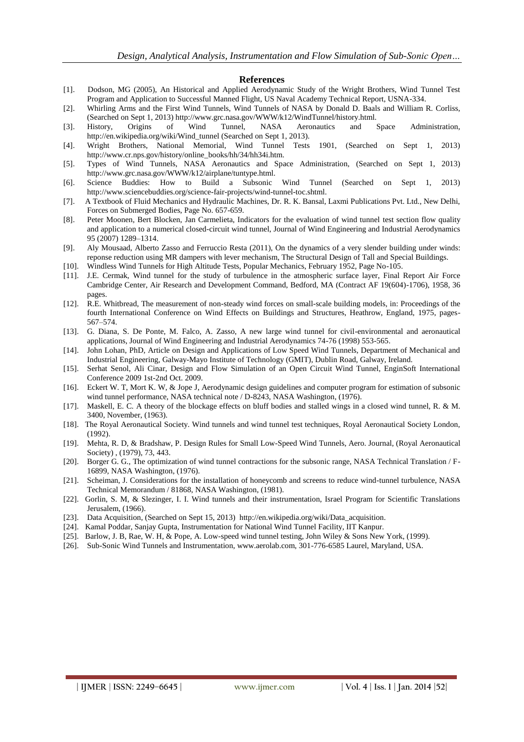## References

[1]. Dodson, MG (2005), An Historical and Applied Aerodynamic Study of the Wright Brothers, Wind Tunnel Test Program and Application to Successful Manned Flight, US Naval Academy Technical Report, USNA-334.

[2]. Whirling Arms and the First Wind Tunnels, Wind Tunnels of NASA by Donald D. Baals and William R. Corliss, (Searched on Sept 1, 2013) http://www.grc.nasa.gov/WWW/k12/WindTunnel/history.html.

[3]. History, Origins of Wind Tunnel, NASA Aeronautics and Space Administration, http://en.wikipedia.org/wiki/Wind_tunnel (Searched on Sept 1, 2013).

[4]. Wright Brothers, National Memorial, Wind Tunnel Tests 1901, (Searched on Sept 1, 2013) http://www.cr.nps.gov/history/online_books/hh/34/hh34i.htm.

[5]. Types of Wind Tunnels, NASA Aeronautics and Space Administration, (Searched on Sept 1, 2013) http://www.grc.nasa.gov/WWW/k12/airplane/tuntype.html.

[6]. Science Buddies: How to Build a Subsonic Wind Tunnel (Searched on Sept 1, 2013) http://www.sciencebuddies.org/science-fair-projects/wind-tunnel-toc.shtml.

[7]. A Textbook of Fluid Mechanics and Hydraulic Machines, Dr. R. K. Bansal, Laxmi Publications Pvt. Ltd., New Delhi, Forces on Submerged Bodies, Page No. 657-659.

[8]. Peter Moonen, Bert Blocken, Jan Carmelieta, Indicators for the evaluation of wind tunnel test section flow quality and application to a numerical closed-circuit wind tunnel, Journal of Wind Engineering and Industrial Aerodynamics 95 (2007) 1289–1314.

[9]. Aly Mousaad, Alberto Zasso and Ferruccio Resta (2011), On the dynamics of a very slender building under winds: reponse reduction using MR dampers with lever mechanism, The Structural Design of Tall and Special Buildings.

[10]. Windless Wind Tunnels for High Altitude Tests, Popular Mechanics, February 1952, Page No-105.

[11]. J.E. Cermak, Wind tunnel for the study of turbulence in the atmospheric surface layer, Final Report Air Force Cambridge Center, Air Research and Development Command, Bedford, MA (Contract AF 19(604)-1706), 1958, 36 pages.

[12]. R.E. Whitbread, The measurement of non-steady wind forces on small-scale building models, in: Proceedings of the fourth International Conference on Wind Effects on Buildings and Structures, Heathrow, England, 1975, pages-567–574.

[13]. G. Diana, S. De Ponte, M. Falco, A. Zasso, A new large wind tunnel for civil-environmental and aeronautical applications, Journal of Wind Engineering and Industrial Aerodynamics 74-76 (1998) 553-565.

[14]. John Lohan, PhD, Article on Design and Applications of Low Speed Wind Tunnels, Department of Mechanical and Industrial Engineering, Galway-Mayo Institute of Technology (GMIT), Dublin Road, Galway, Ireland.

[15]. Serhat Senol, Ali Cinar, Design and Flow Simulation of an Open Circuit Wind Tunnel, EnginSoft International Conference 2009 1st-2nd Oct. 2009.

[16]. Eckert W. T, Mort K. W, & Jope J, Aerodynamic design guidelines and computer program for estimation of subsonic wind tunnel performance, NASA technical note / D-8243, NASA Washington, (1976).

[17]. Maskell, E. C. A theory of the blockage effects on bluff bodies and stalled wings in a closed wind tunnel, R. & M. 3400, November, (1963).

[18]. The Royal Aeronautical Society. Wind tunnels and wind tunnel test techniques, Royal Aeronautical Society London, (1992).

[19]. Mehta, R. D, & Bradshaw, P. Design Rules for Small Low-Speed Wind Tunnels, Aero. Journal, (Royal Aeronautical Society) , (1979), 73, 443.

[20]. Borger G. G., The optimization of wind tunnel contractions for the subsonic range, NASA Technical Translation / F-16899, NASA Washington, (1976).

[21]. Scheiman, J. Considerations for the installation of honeycomb and screens to reduce wind-tunnel turbulence, NASA Technical Memorandum / 81868, NASA Washington, (1981).

[22]. Gorlin, S. M, & Slezinger, I. I. Wind tunnels and their instrumentation, Israel Program for Scientific Translations Jerusalem, (1966).

[23]. Data Acquisition, (Searched on Sept 15, 2013) http://en.wikipedia.org/wiki/Data_acquisition.

[24]. Kamal Poddar, Sanjay Gupta, Instrumentation for National Wind Tunnel Facility, IIT Kanpur.

[25]. Barlow, J. B, Rae, W. H, & Pope, A. Low-speed wind tunnel testing, John Wiley & Sons New York, (1999).

[26]. Sub-Sonic Wind Tunnels and Instrumentation, www.aerolab.com, 301-776-6585 Laurel, Maryland, USA.